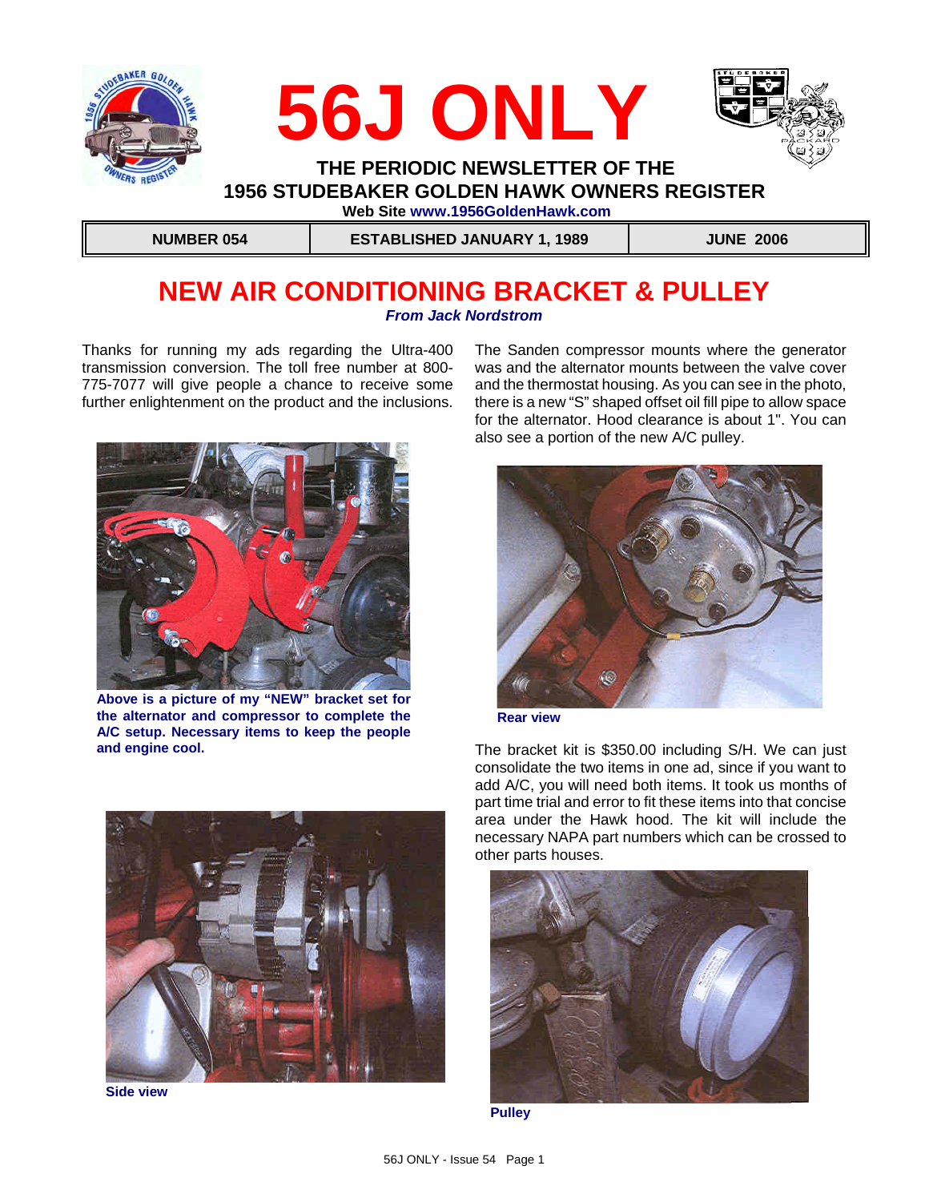# 56J ONLY

**THE PERIODIC NEWSLETTER OF THE**
**1956 STUDEBAKER GOLDEN HAWK OWNERS REGISTER**

**Web Site www.1956GoldenHawk.com**

| NUMBER 054 | ESTABLISHED JANUARY 1, 1989 | JUNE 2006 |
|---|---|---|

## NEW AIR CONDITIONING BRACKET & PULLEY

***From Jack Nordstrom***

Thanks for running my ads regarding the Ultra-400 transmission conversion. The toll free number at 800-775-7077 will give people a chance to receive some further enlightenment on the product and the inclusions.

**Above is a picture of my "NEW" bracket set for the alternator and compressor to complete the A/C setup. Necessary items to keep the people and engine cool.**

**Side view**

The Sanden compressor mounts where the generator was and the alternator mounts between the valve cover and the thermostat housing. As you can see in the photo, there is a new "S" shaped offset oil fill pipe to allow space for the alternator. Hood clearance is about 1". You can also see a portion of the new A/C pulley.

**Rear view**

The bracket kit is $350.00 including S/H. We can just consolidate the two items in one ad, since if you want to add A/C, you will need both items. It took us months of part time trial and error to fit these items into that concise area under the Hawk hood. The kit will include the necessary NAPA part numbers which can be crossed to other parts houses.

**Pulley**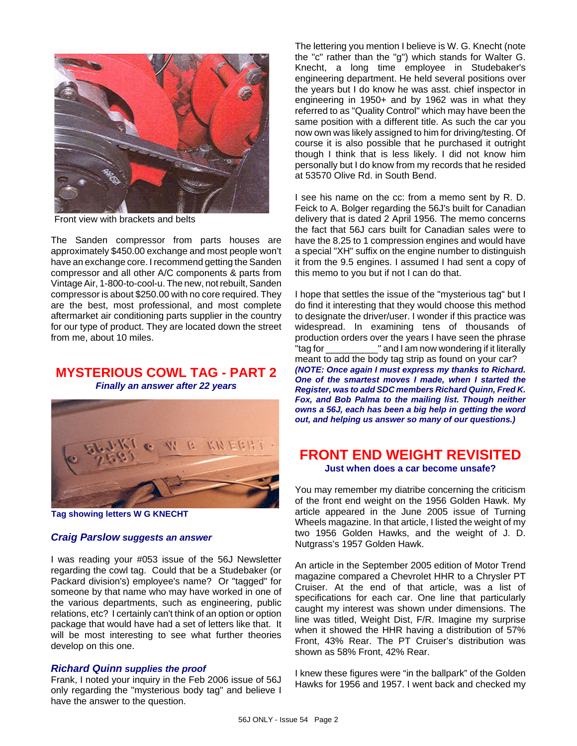Front view with brackets and belts

The Sanden compressor from parts houses are approximately $450.00 exchange and most people won't have an exchange core. I recommend getting the Sanden compressor and all other A/C components & parts from Vintage Air, 1-800-to-cool-u. The new, not rebuilt, Sanden compressor is about $250.00 with no core required. They are the best, most professional, and most complete aftermarket air conditioning parts supplier in the country for our type of product. They are located down the street from me, about 10 miles.

## MYSTERIOUS COWL TAG - PART 2

***Finally an answer after 22 years***

**Tag showing letters W G KNECHT**

### *Craig Parslow suggests an answer*

I was reading your #053 issue of the 56J Newsletter regarding the cowl tag. Could that be a Studebaker (or Packard division's) employee's name? Or "tagged" for someone by that name who may have worked in one of the various departments, such as engineering, public relations, etc? I certainly can't think of an option or option package that would have had a set of letters like that. It will be most interesting to see what further theories develop on this one.

### *Richard Quinn supplies the proof*

Frank, I noted your inquiry in the Feb 2006 issue of 56J only regarding the "mysterious body tag" and believe I have the answer to the question.

The lettering you mention I believe is W. G. Knecht (note the "c" rather than the "g") which stands for Walter G. Knecht, a long time employee in Studebaker's engineering department. He held several positions over the years but I do know he was asst. chief inspector in engineering in 1950+ and by 1962 was in what they referred to as "Quality Control" which may have been the same position with a different title. As such the car you now own was likely assigned to him for driving/testing. Of course it is also possible that he purchased it outright though I think that is less likely. I did not know him personally but I do know from my records that he resided at 53570 Olive Rd. in South Bend.

I see his name on the cc: from a memo sent by R. D. Feick to A. Bolger regarding the 56J's built for Canadian delivery that is dated 2 April 1956. The memo concerns the fact that 56J cars built for Canadian sales were to have the 8.25 to 1 compression engines and would have a special "XH" suffix on the engine number to distinguish it from the 9.5 engines. I assumed I had sent a copy of this memo to you but if not I can do that.

I hope that settles the issue of the "mysterious tag" but I do find it interesting that they would choose this method to designate the driver/user. I wonder if this practice was widespread. In examining tens of thousands of production orders over the years I have seen the phrase "tag for __________" and I am now wondering if it literally meant to add the body tag strip as found on your car?

***(NOTE: Once again I must express my thanks to Richard. One of the smartest moves I made, when I started the Register, was to add SDC members Richard Quinn, Fred K. Fox, and Bob Palma to the mailing list. Though neither owns a 56J, each has been a big help in getting the word out, and helping us answer so many of our questions.)***

## FRONT END WEIGHT REVISITED

**Just when does a car become unsafe?**

You may remember my diatribe concerning the criticism of the front end weight on the 1956 Golden Hawk. My article appeared in the June 2005 issue of Turning Wheels magazine. In that article, I listed the weight of my two 1956 Golden Hawks, and the weight of J. D. Nutgrass's 1957 Golden Hawk.

An article in the September 2005 edition of Motor Trend magazine compared a Chevrolet HHR to a Chrysler PT Cruiser. At the end of that article, was a list of specifications for each car. One line that particularly caught my interest was shown under dimensions. The line was titled, Weight Dist, F/R. Imagine my surprise when it showed the HHR having a distribution of 57% Front, 43% Rear. The PT Cruiser's distribution was shown as 58% Front, 42% Rear.

I knew these figures were "in the ballpark" of the Golden Hawks for 1956 and 1957. I went back and checked my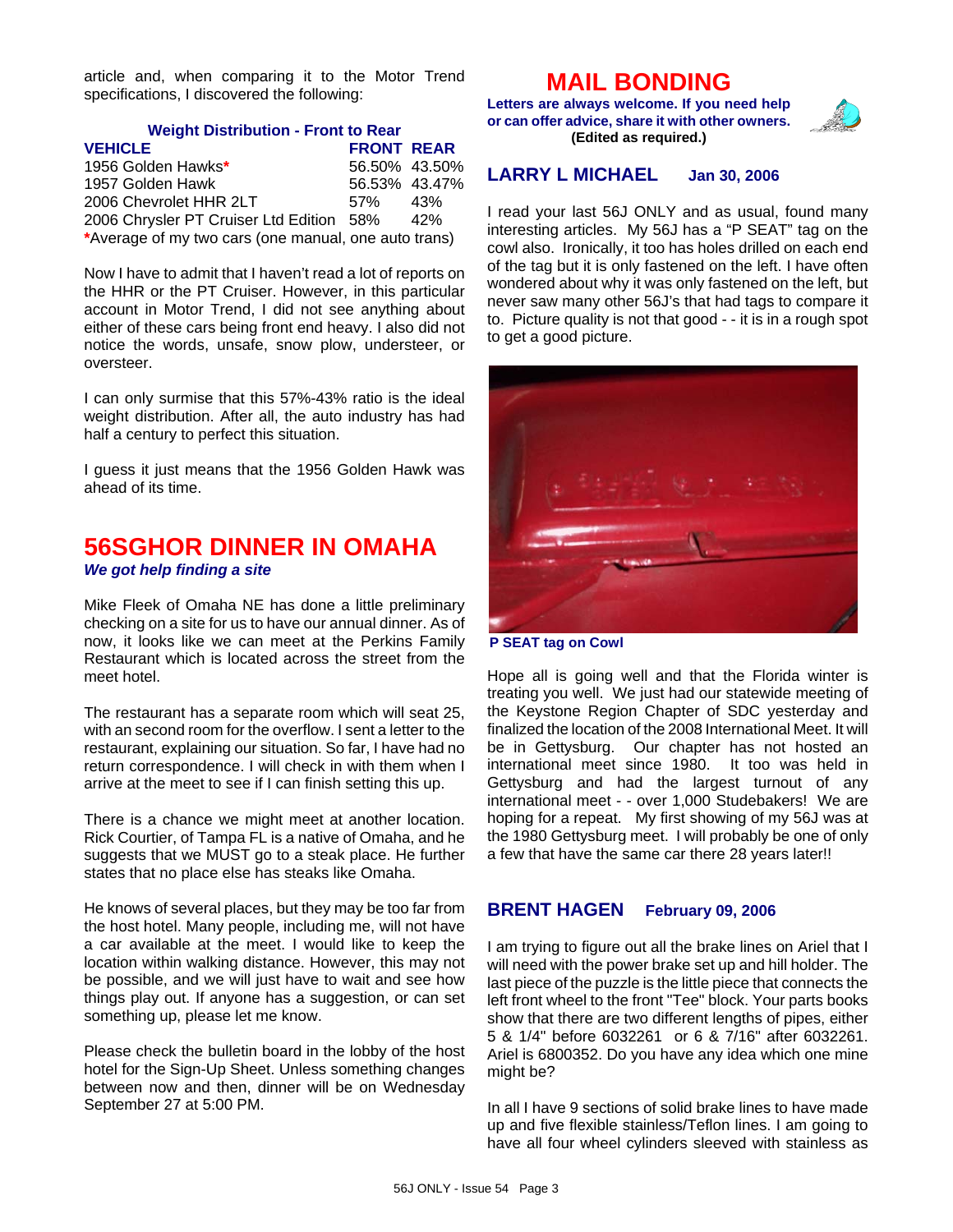article and, when comparing it to the Motor Trend specifications, I discovered the following:

**Weight Distribution - Front to Rear**

| VEHICLE | FRONT | REAR |
|---|---|---|
| 1956 Golden Hawks* | 56.50% | 43.50% |
| 1957 Golden Hawk | 56.53% | 43.47% |
| 2006 Chevrolet HHR 2LT | 57% | 43% |
| 2006 Chrysler PT Cruiser Ltd Edition | 58% | 42% |

*Average of my two cars (one manual, one auto trans)

Now I have to admit that I haven't read a lot of reports on the HHR or the PT Cruiser. However, in this particular account in Motor Trend, I did not see anything about either of these cars being front end heavy. I also did not notice the words, unsafe, snow plow, understeer, or oversteer.

I can only surmise that this 57%-43% ratio is the ideal weight distribution. After all, the auto industry has had half a century to perfect this situation.

I guess it just means that the 1956 Golden Hawk was ahead of its time.

## 56SGHOR DINNER IN OMAHA

***We got help finding a site***

Mike Fleek of Omaha NE has done a little preliminary checking on a site for us to have our annual dinner. As of now, it looks like we can meet at the Perkins Family Restaurant which is located across the street from the meet hotel.

The restaurant has a separate room which will seat 25, with an second room for the overflow. I sent a letter to the restaurant, explaining our situation. So far, I have had no return correspondence. I will check in with them when I arrive at the meet to see if I can finish setting this up.

There is a chance we might meet at another location. Rick Courtier, of Tampa FL is a native of Omaha, and he suggests that we MUST go to a steak place. He further states that no place else has steaks like Omaha.

He knows of several places, but they may be too far from the host hotel. Many people, including me, will not have a car available at the meet. I would like to keep the location within walking distance. However, this may not be possible, and we will just have to wait and see how things play out. If anyone has a suggestion, or can set something up, please let me know.

Please check the bulletin board in the lobby of the host hotel for the Sign-Up Sheet. Unless something changes between now and then, dinner will be on Wednesday September 27 at 5:00 PM.

# MAIL BONDING

**Letters are always welcome. If you need help or can offer advice, share it with other owners.**
**(Edited as required.)**

### LARRY L MICHAEL    Jan 30, 2006

I read your last 56J ONLY and as usual, found many interesting articles. My 56J has a "P SEAT" tag on the cowl also. Ironically, it too has holes drilled on each end of the tag but it is only fastened on the left. I have often wondered about why it was only fastened on the left, but never saw many other 56J's that had tags to compare it to. Picture quality is not that good - - it is in a rough spot to get a good picture.

**P SEAT tag on Cowl**

Hope all is going well and that the Florida winter is treating you well. We just had our statewide meeting of the Keystone Region Chapter of SDC yesterday and finalized the location of the 2008 International Meet. It will be in Gettysburg. Our chapter has not hosted an international meet since 1980. It too was held in Gettysburg and had the largest turnout of any international meet - - over 1,000 Studebakers! We are hoping for a repeat. My first showing of my 56J was at the 1980 Gettysburg meet. I will probably be one of only a few that have the same car there 28 years later!!

### BRENT HAGEN    February 09, 2006

I am trying to figure out all the brake lines on Ariel that I will need with the power brake set up and hill holder. The last piece of the puzzle is the little piece that connects the left front wheel to the front "Tee" block. Your parts books show that there are two different lengths of pipes, either 5 & 1/4" before 6032261 or 6 & 7/16" after 6032261. Ariel is 6800352. Do you have any idea which one mine might be?

In all I have 9 sections of solid brake lines to have made up and five flexible stainless/Teflon lines. I am going to have all four wheel cylinders sleeved with stainless as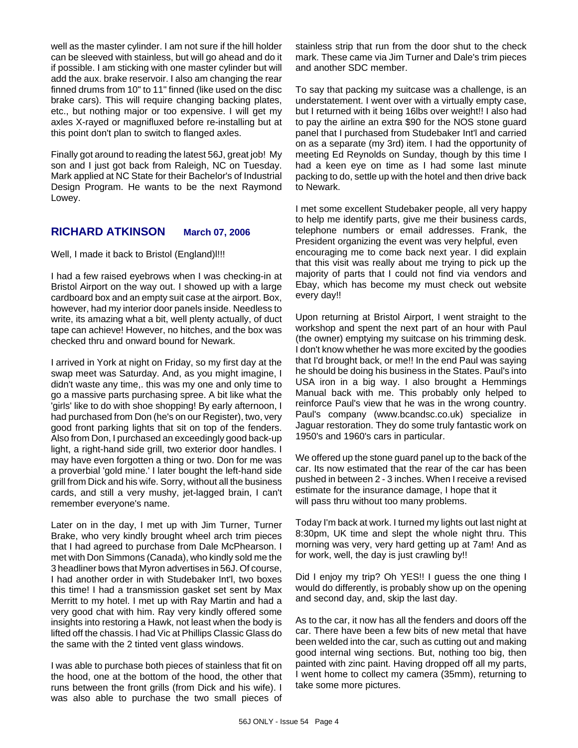well as the master cylinder. I am not sure if the hill holder can be sleeved with stainless, but will go ahead and do it if possible. I am sticking with one master cylinder but will add the aux. brake reservoir. I also am changing the rear finned drums from 10" to 11" finned (like used on the disc brake cars). This will require changing backing plates, etc., but nothing major or too expensive. I will get my axles X-rayed or magnifluxed before re-installing but at this point don't plan to switch to flanged axles.

Finally got around to reading the latest 56J, great job! My son and I just got back from Raleigh, NC on Tuesday. Mark applied at NC State for their Bachelor's of Industrial Design Program. He wants to be the next Raymond Lowey.

## RICHARD ATKINSON March 07, 2006

Well, I made it back to Bristol (England)!!!

I had a few raised eyebrows when I was checking-in at Bristol Airport on the way out. I showed up with a large cardboard box and an empty suit case at the airport. Box, however, had my interior door panels inside. Needless to write, its amazing what a bit, well plenty actually, of duct tape can achieve! However, no hitches, and the box was checked thru and onward bound for Newark.

I arrived in York at night on Friday, so my first day at the swap meet was Saturday. And, as you might imagine, I didn't waste any time,. this was my one and only time to go a massive parts purchasing spree. A bit like what the 'girls' like to do with shoe shopping! By early afternoon, I had purchased from Don (he's on our Register), two, very good front parking lights that sit on top of the fenders. Also from Don, I purchased an exceedingly good back-up light, a right-hand side grill, two exterior door handles. I may have even forgotten a thing or two. Don for me was a proverbial 'gold mine.' I later bought the left-hand side grill from Dick and his wife. Sorry, without all the business cards, and still a very mushy, jet-lagged brain, I can't remember everyone's name.

Later on in the day, I met up with Jim Turner, Turner Brake, who very kindly brought wheel arch trim pieces that I had agreed to purchase from Dale McPhearson. I met with Don Simmons (Canada), who kindly sold me the 3 headliner bows that Myron advertises in 56J. Of course, I had another order in with Studebaker Int'l, two boxes this time! I had a transmission gasket set sent by Max Merritt to my hotel. I met up with Ray Martin and had a very good chat with him. Ray very kindly offered some insights into restoring a Hawk, not least when the body is lifted off the chassis. I had Vic at Phillips Classic Glass do the same with the 2 tinted vent glass windows.

I was able to purchase both pieces of stainless that fit on the hood, one at the bottom of the hood, the other that runs between the front grills (from Dick and his wife). I was also able to purchase the two small pieces of stainless strip that run from the door shut to the check mark. These came via Jim Turner and Dale's trim pieces and another SDC member.

To say that packing my suitcase was a challenge, is an understatement. I went over with a virtually empty case, but I returned with it being 16lbs over weight!! I also had to pay the airline an extra $90 for the NOS stone guard panel that I purchased from Studebaker Int'l and carried on as a separate (my 3rd) item. I had the opportunity of meeting Ed Reynolds on Sunday, though by this time I had a keen eye on time as I had some last minute packing to do, settle up with the hotel and then drive back to Newark.

I met some excellent Studebaker people, all very happy to help me identify parts, give me their business cards, telephone numbers or email addresses. Frank, the President organizing the event was very helpful, even encouraging me to come back next year. I did explain that this visit was really about me trying to pick up the majority of parts that I could not find via vendors and Ebay, which has become my must check out website every day!!

Upon returning at Bristol Airport, I went straight to the workshop and spent the next part of an hour with Paul (the owner) emptying my suitcase on his trimming desk. I don't know whether he was more excited by the goodies that I'd brought back, or me!! In the end Paul was saying he should be doing his business in the States. Paul's into USA iron in a big way. I also brought a Hemmings Manual back with me. This probably only helped to reinforce Paul's view that he was in the wrong country. Paul's company (www.bcandsc.co.uk) specialize in Jaguar restoration. They do some truly fantastic work on 1950's and 1960's cars in particular.

We offered up the stone guard panel up to the back of the car. Its now estimated that the rear of the car has been pushed in between 2 - 3 inches. When I receive a revised estimate for the insurance damage, I hope that it will pass thru without too many problems.

Today I'm back at work. I turned my lights out last night at 8:30pm, UK time and slept the whole night thru. This morning was very, very hard getting up at 7am! And as for work, well, the day is just crawling by!!

Did I enjoy my trip? Oh YES!! I guess the one thing I would do differently, is probably show up on the opening and second day, and, skip the last day.

As to the car, it now has all the fenders and doors off the car. There have been a few bits of new metal that have been welded into the car, such as cutting out and making good internal wing sections. But, nothing too big, then painted with zinc paint. Having dropped off all my parts, I went home to collect my camera (35mm), returning to take some more pictures.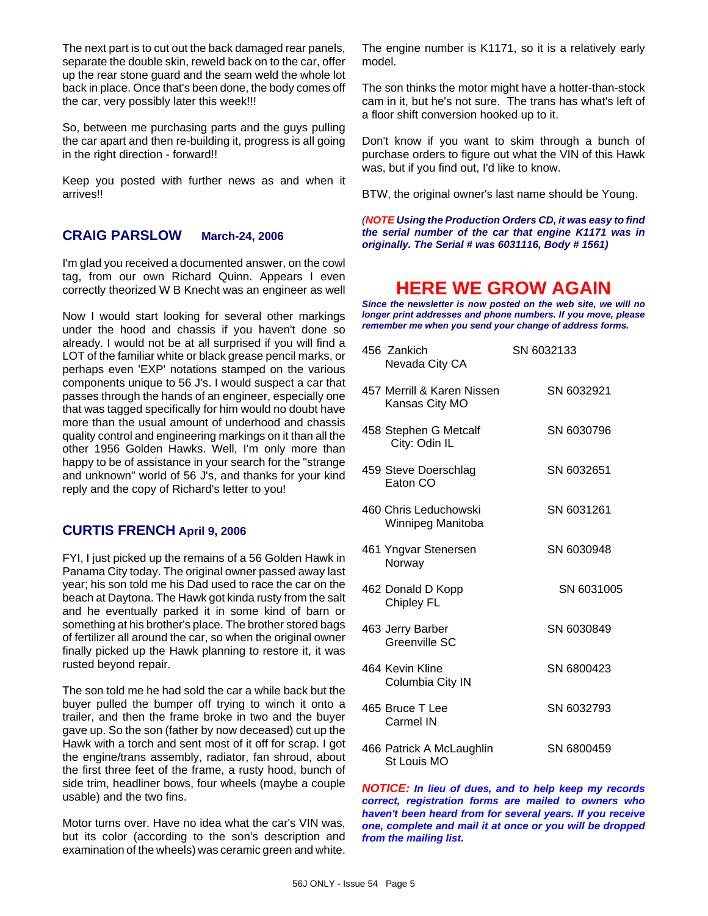The next part is to cut out the back damaged rear panels, separate the double skin, reweld back on to the car, offer up the rear stone guard and the seam weld the whole lot back in place. Once that's been done, the body comes off the car, very possibly later this week!!!

So, between me purchasing parts and the guys pulling the car apart and then re-building it, progress is all going in the right direction - forward!!

Keep you posted with further news as and when it arrives!!

## CRAIG PARSLOW March-24, 2006

I'm glad you received a documented answer, on the cowl tag, from our own Richard Quinn. Appears I even correctly theorized W B Knecht was an engineer as well

Now I would start looking for several other markings under the hood and chassis if you haven't done so already. I would not be at all surprised if you will find a LOT of the familiar white or black grease pencil marks, or perhaps even 'EXP' notations stamped on the various components unique to 56 J's. I would suspect a car that passes through the hands of an engineer, especially one that was tagged specifically for him would no doubt have more than the usual amount of underhood and chassis quality control and engineering markings on it than all the other 1956 Golden Hawks. Well, I'm only more than happy to be of assistance in your search for the "strange and unknown" world of 56 J's, and thanks for your kind reply and the copy of Richard's letter to you!

## CURTIS FRENCH April 9, 2006

FYI, I just picked up the remains of a 56 Golden Hawk in Panama City today. The original owner passed away last year; his son told me his Dad used to race the car on the beach at Daytona. The Hawk got kinda rusty from the salt and he eventually parked it in some kind of barn or something at his brother's place. The brother stored bags of fertilizer all around the car, so when the original owner finally picked up the Hawk planning to restore it, it was rusted beyond repair.

The son told me he had sold the car a while back but the buyer pulled the bumper off trying to winch it onto a trailer, and then the frame broke in two and the buyer gave up. So the son (father by now deceased) cut up the Hawk with a torch and sent most of it off for scrap. I got the engine/trans assembly, radiator, fan shroud, about the first three feet of the frame, a rusty hood, bunch of side trim, headliner bows, four wheels (maybe a couple usable) and the two fins.

Motor turns over. Have no idea what the car's VIN was, but its color (according to the son's description and examination of the wheels) was ceramic green and white.

The engine number is K1171, so it is a relatively early model.

The son thinks the motor might have a hotter-than-stock cam in it, but he's not sure. The trans has what's left of a floor shift conversion hooked up to it.

Don't know if you want to skim through a bunch of purchase orders to figure out what the VIN of this Hawk was, but if you find out, I'd like to know.

BTW, the original owner's last name should be Young.

*(**NOTE** **Using the Production Orders CD, it was easy to find the serial number of the car that engine K1171 was in originally. The Serial # was 6031116, Body # 1561)***

# HERE WE GROW AGAIN

***Since the newsletter is now posted on the web site, we will no longer print addresses and phone numbers. If you move, please remember me when you send your change of address forms.***

| | |
|---|---|
| 456 Zankich, Nevada City CA | SN 6032133 |
| 457 Merrill & Karen Nissen, Kansas City MO | SN 6032921 |
| 458 Stephen G Metcalf, City: Odin IL | SN 6030796 |
| 459 Steve Doerschlag, Eaton CO | SN 6032651 |
| 460 Chris Leduchowski, Winnipeg Manitoba | SN 6031261 |
| 461 Yngvar Stenersen, Norway | SN 6030948 |
| 462 Donald D Kopp, Chipley FL | SN 6031005 |
| 463 Jerry Barber, Greenville SC | SN 6030849 |
| 464 Kevin Kline, Columbia City IN | SN 6800423 |
| 465 Bruce T Lee, Carmel IN | SN 6032793 |
| 466 Patrick A McLaughlin, St Louis MO | SN 6800459 |

***NOTICE: In lieu of dues, and to help keep my records correct, registration forms are mailed to owners who haven't been heard from for several years. If you receive one, complete and mail it at once or you will be dropped from the mailing list.***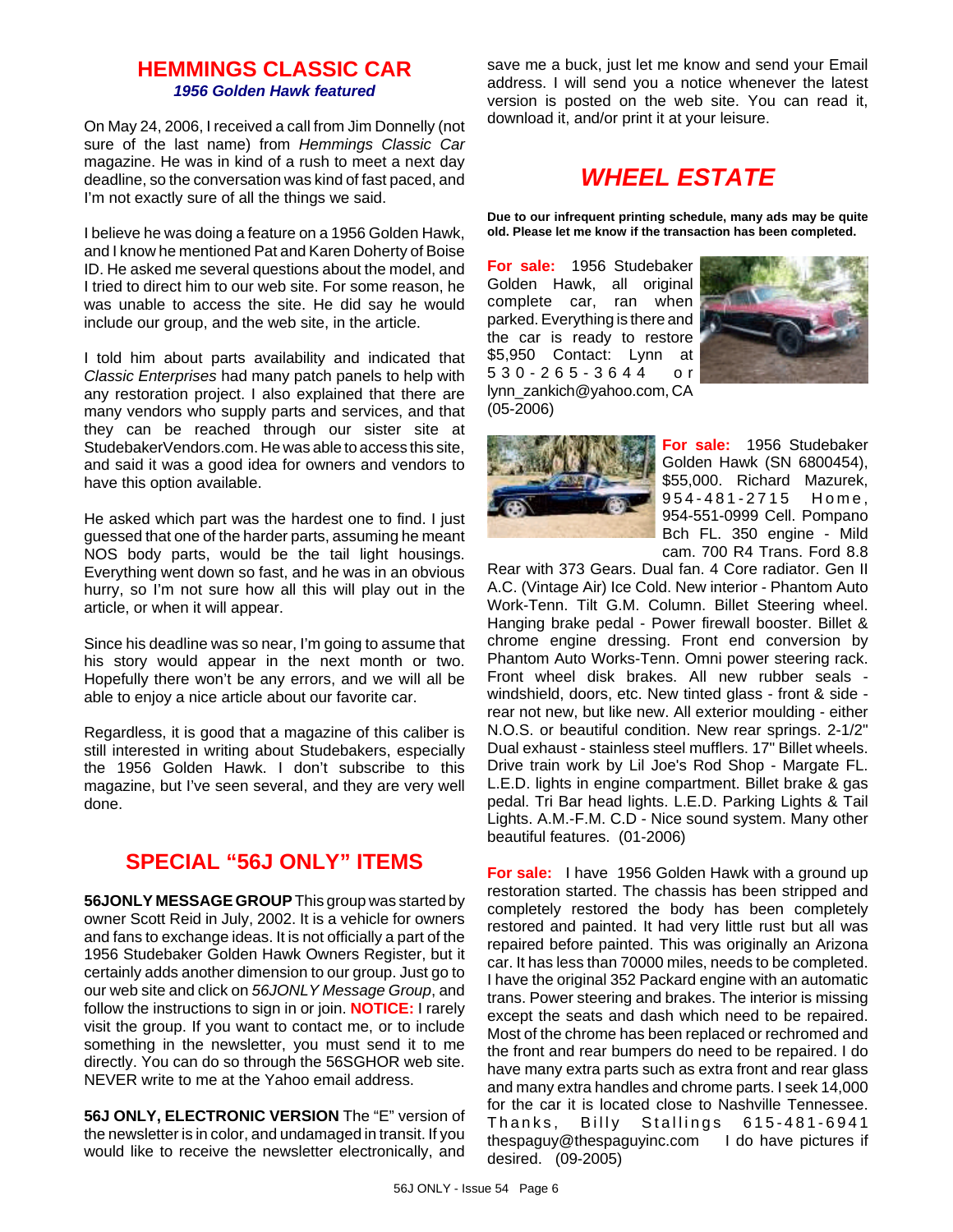## HEMMINGS CLASSIC CAR

***1956 Golden Hawk featured***

On May 24, 2006, I received a call from Jim Donnelly (not sure of the last name) from *Hemmings Classic Car* magazine. He was in kind of a rush to meet a next day deadline, so the conversation was kind of fast paced, and I'm not exactly sure of all the things we said.

I believe he was doing a feature on a 1956 Golden Hawk, and I know he mentioned Pat and Karen Doherty of Boise ID. He asked me several questions about the model, and I tried to direct him to our web site. For some reason, he was unable to access the site. He did say he would include our group, and the web site, in the article.

I told him about parts availability and indicated that *Classic Enterprises* had many patch panels to help with any restoration project. I also explained that there are many vendors who supply parts and services, and that they can be reached through our sister site at StudebakerVendors.com. He was able to access this site, and said it was a good idea for owners and vendors to have this option available.

He asked which part was the hardest one to find. I just guessed that one of the harder parts, assuming he meant NOS body parts, would be the tail light housings. Everything went down so fast, and he was in an obvious hurry, so I'm not sure how all this will play out in the article, or when it will appear.

Since his deadline was so near, I'm going to assume that his story would appear in the next month or two. Hopefully there won't be any errors, and we will all be able to enjoy a nice article about our favorite car.

Regardless, it is good that a magazine of this caliber is still interested in writing about Studebakers, especially the 1956 Golden Hawk. I don't subscribe to this magazine, but I've seen several, and they are very well done.

## SPECIAL "56J ONLY" ITEMS

**56JONLY MESSAGE GROUP** This group was started by owner Scott Reid in July, 2002. It is a vehicle for owners and fans to exchange ideas. It is not officially a part of the 1956 Studebaker Golden Hawk Owners Register, but it certainly adds another dimension to our group. Just go to our web site and click on *56JONLY Message Group*, and follow the instructions to sign in or join. **NOTICE:** I rarely visit the group. If you want to contact me, or to include something in the newsletter, you must send it to me directly. You can do so through the 56SGHOR web site. NEVER write to me at the Yahoo email address.

**56J ONLY, ELECTRONIC VERSION** The "E" version of the newsletter is in color, and undamaged in transit. If you would like to receive the newsletter electronically, and save me a buck, just let me know and send your Email address. I will send you a notice whenever the latest version is posted on the web site. You can read it, download it, and/or print it at your leisure.

## *WHEEL ESTATE*

**Due to our infrequent printing schedule, many ads may be quite old. Please let me know if the transaction has been completed.**

**For sale:** 1956 Studebaker Golden Hawk, all original complete car, ran when parked. Everything is there and the car is ready to restore $5,950 Contact: Lynn at 530-265-3644 or lynn_zankich@yahoo.com, CA (05-2006)

**For sale:** 1956 Studebaker Golden Hawk (SN 6800454), $55,000. Richard Mazurek, 954-481-2715 Home, 954-551-0999 Cell. Pompano Bch FL. 350 engine - Mild cam. 700 R4 Trans. Ford 8.8 Rear with 373 Gears. Dual fan. 4 Core radiator. Gen II A.C. (Vintage Air) Ice Cold. New interior - Phantom Auto Work-Tenn. Tilt G.M. Column. Billet Steering wheel. Hanging brake pedal - Power firewall booster. Billet & chrome engine dressing. Front end conversion by Phantom Auto Works-Tenn. Omni power steering rack. Front wheel disk brakes. All new rubber seals - windshield, doors, etc. New tinted glass - front & side - rear not new, but like new. All exterior moulding - either N.O.S. or beautiful condition. New rear springs. 2-1/2" Dual exhaust - stainless steel mufflers. 17" Billet wheels. Drive train work by Lil Joe's Rod Shop - Margate FL. L.E.D. lights in engine compartment. Billet brake & gas pedal. Tri Bar head lights. L.E.D. Parking Lights & Tail Lights. A.M.-F.M. C.D - Nice sound system. Many other beautiful features. (01-2006)

**For sale:** I have 1956 Golden Hawk with a ground up restoration started. The chassis has been stripped and completely restored the body has been completely restored and painted. It had very little rust but all was repaired before painted. This was originally an Arizona car. It has less than 70000 miles, needs to be completed. I have the original 352 Packard engine with an automatic trans. Power steering and brakes. The interior is missing except the seats and dash which need to be repaired. Most of the chrome has been replaced or rechromed and the front and rear bumpers do need to be repaired. I do have many extra parts such as extra front and rear glass and many extra handles and chrome parts. I seek 14,000 for the car it is located close to Nashville Tennessee. Thanks, Billy Stallings 615-481-6941 thespaguy@thespaguyinc.com I do have pictures if desired. (09-2005)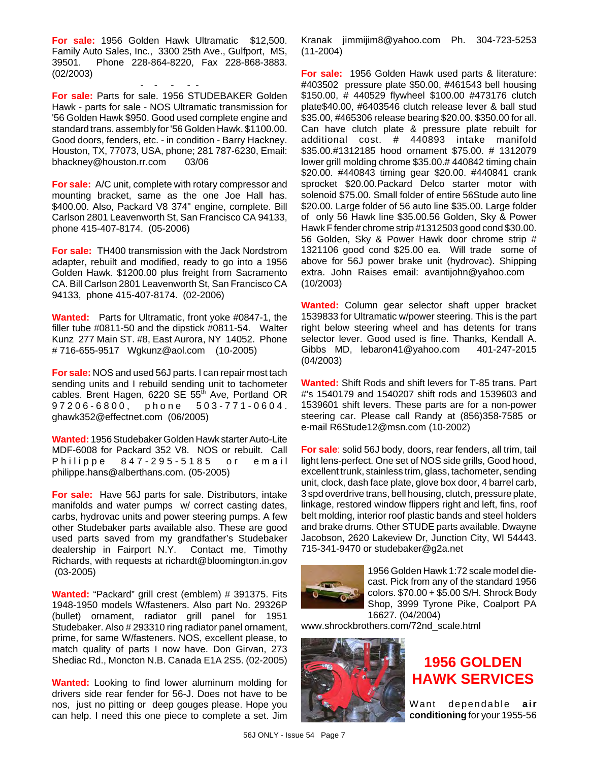**For sale:** 1956 Golden Hawk Ultramatic $12,500. Family Auto Sales, Inc., 3300 25th Ave., Gulfport, MS, 39501. Phone 228-864-8220, Fax 228-868-3883. (02/2003)

- - - - -

**For sale:** Parts for sale. 1956 STUDEBAKER Golden Hawk - parts for sale - NOS Ultramatic transmission for '56 Golden Hawk $950. Good used complete engine and standard trans. assembly for '56 Golden Hawk. $1100.00. Good doors, fenders, etc. - in condition - Barry Hackney. Houston, TX, 77073, USA, phone; 281 787-6230, Email: bhackney@houston.rr.com 03/06

**For sale:** A/C unit, complete with rotary compressor and mounting bracket, same as the one Joe Hall has. $400.00. Also, Packard V8 374" engine, complete. Bill Carlson 2801 Leavenworth St, San Francisco CA 94133, phone 415-407-8174. (05-2006)

**For sale:** TH400 transmission with the Jack Nordstrom adapter, rebuilt and modified, ready to go into a 1956 Golden Hawk. $1200.00 plus freight from Sacramento CA. Bill Carlson 2801 Leavenworth St, San Francisco CA 94133, phone 415-407-8174. (02-2006)

**Wanted:** Parts for Ultramatic, front yoke #0847-1, the filler tube #0811-50 and the dipstick #0811-54. Walter Kunz 277 Main ST. #8, East Aurora, NY 14052. Phone # 716-655-9517 Wgkunz@aol.com (10-2005)

**For sale:** NOS and used 56J parts. I can repair most tach sending units and I rebuild sending unit to tachometer cables. Brent Hagen, 6220 SE 55th Ave, Portland OR 97206-6800, phone 503-771-0604. ghawk352@effectnet.com (06/2005)

**Wanted:** 1956 Studebaker Golden Hawk starter Auto-Lite MDF-6008 for Packard 352 V8. NOS or rebuilt. Call Philippe 847-295-5185 or email philippe.hans@alberthans.com. (05-2005)

**For sale:** Have 56J parts for sale. Distributors, intake manifolds and water pumps w/ correct casting dates, carbs, hydrovac units and power steering pumps. A few other Studebaker parts available also. These are good used parts saved from my grandfather's Studebaker dealership in Fairport N.Y. Contact me, Timothy Richards, with requests at richardt@bloomington.in.gov (03-2005)

**Wanted:** "Packard" grill crest (emblem) # 391375. Fits 1948-1950 models W/fasteners. Also part No. 29326P (bullet) ornament, radiator grill panel for 1951 Studebaker. Also # 293310 ring radiator panel ornament, prime, for same W/fasteners. NOS, excellent please, to match quality of parts I now have. Don Girvan, 273 Shediac Rd., Moncton N.B. Canada E1A 2S5. (02-2005)

**Wanted:** Looking to find lower aluminum molding for drivers side rear fender for 56-J. Does not have to be nos, just no pitting or deep gouges please. Hope you can help. I need this one piece to complete a set. Jim Kranak jimmijim8@yahoo.com Ph. 304-723-5253 (11-2004)

**For sale:** 1956 Golden Hawk used parts & literature: #403502 pressure plate $50.00, #461543 bell housing $150.00, # 440529 flywheel $100.00 #473176 clutch plate$40.00, #6403546 clutch release lever & ball stud $35.00, #465306 release bearing $20.00. $350.00 for all. Can have clutch plate & pressure plate rebuilt for additional cost. # 440893 intake manifold $35.00.#1312185 hood ornament $75.00. # 1312079 lower grill molding chrome $35.00.# 440842 timing chain $20.00. #440843 timing gear $20.00. #440841 crank sprocket $20.00.Packard Delco starter motor with solenoid $75.00. Small folder of entire 56Stude auto line $20.00. Large folder of 56 auto line $35.00. Large folder of only 56 Hawk line $35.00.56 Golden, Sky & Power Hawk F fender chrome strip #1312503 good cond $30.00. 56 Golden, Sky & Power Hawk door chrome strip # 1321106 good cond $25.00 ea. Will trade some of above for 56J power brake unit (hydrovac). Shipping extra. John Raises email: avantijohn@yahoo.com (10/2003)

**Wanted:** Column gear selector shaft upper bracket 1539833 for Ultramatic w/power steering. This is the part right below steering wheel and has detents for trans selector lever. Good used is fine. Thanks, Kendall A. Gibbs MD, lebaron41@yahoo.com 401-247-2015 (04/2003)

**Wanted:** Shift Rods and shift levers for T-85 trans. Part #'s 1540179 and 1540207 shift rods and 1539603 and 1539601 shift levers. These parts are for a non-power steering car. Please call Randy at (856)358-7585 or e-mail R6Stude12@msn.com (10-2002)

**For sale**: solid 56J body, doors, rear fenders, all trim, tail light lens-perfect. One set of NOS side grills, Good hood, excellent trunk, stainless trim, glass, tachometer, sending unit, clock, dash face plate, glove box door, 4 barrel carb, 3 spd overdrive trans, bell housing, clutch, pressure plate, linkage, restored window flippers right and left, fins, roof belt molding, interior roof plastic bands and steel holders and brake drums. Other STUDE parts available. Dwayne Jacobson, 2620 Lakeview Dr, Junction City, WI 54443. 715-341-9470 or studebaker@g2a.net

1956 Golden Hawk 1:72 scale model die-cast. Pick from any of the standard 1956 colors. $70.00 + $5.00 S/H. Shrock Body Shop, 3999 Tyrone Pike, Coalport PA 16627. (04/2004) www.shrockbrothers.com/72nd_scale.html

## 1956 GOLDEN HAWK SERVICES

Want dependable **air conditioning** for your 1955-56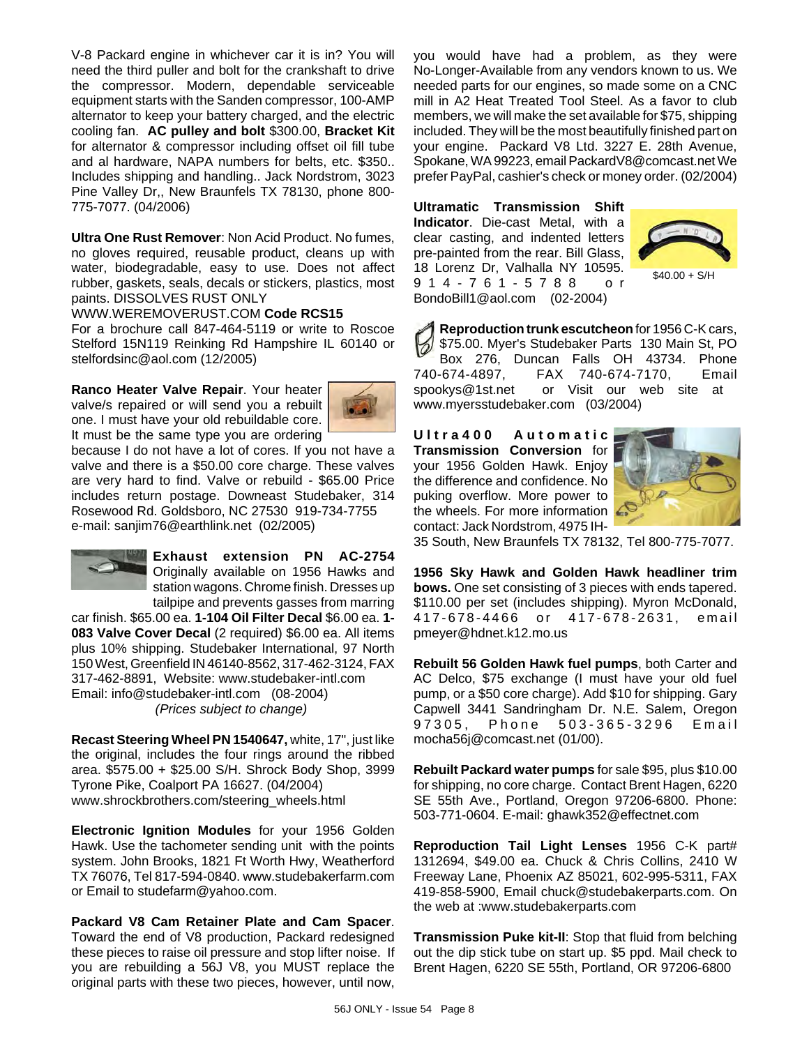V-8 Packard engine in whichever car it is in? You will need the third puller and bolt for the crankshaft to drive the compressor. Modern, dependable serviceable equipment starts with the Sanden compressor, 100-AMP alternator to keep your battery charged, and the electric cooling fan. **AC pulley and bolt** $300.00, **Bracket Kit** for alternator & compressor including offset oil fill tube and al hardware, NAPA numbers for belts, etc. $350.. Includes shipping and handling.. Jack Nordstrom, 3023 Pine Valley Dr,, New Braunfels TX 78130, phone 800-775-7077. (04/2006)

**Ultra One Rust Remover**: Non Acid Product. No fumes, no gloves required, reusable product, cleans up with water, biodegradable, easy to use. Does not affect rubber, gaskets, seals, decals or stickers, plastics, most paints. DISSOLVES RUST ONLY
WWW.WEREMOVERUST.COM **Code RCS15**
For a brochure call 847-464-5119 or write to Roscoe Stelford 15N119 Reinking Rd Hampshire IL 60140 or stelfordsinc@aol.com (12/2005)

**Ranco Heater Valve Repair**. Your heater valve/s repaired or will send you a rebuilt one. I must have your old rebuildable core. It must be the same type you are ordering because I do not have a lot of cores. If you not have a valve and there is a $50.00 core charge. These valves are very hard to find. Valve or rebuild - $65.00 Price includes return postage. Downeast Studebaker, 314 Rosewood Rd. Goldsboro, NC 27530 919-734-7755
e-mail: sanjim76@earthlink.net (02/2005)

**Exhaust extension PN AC-2754** Originally available on 1956 Hawks and station wagons. Chrome finish. Dresses up tailpipe and prevents gasses from marring car finish. $65.00 ea. **1-104 Oil Filter Decal** $6.00 ea. **1-083 Valve Cover Decal** (2 required) $6.00 ea. All items plus 10% shipping. Studebaker International, 97 North 150 West, Greenfield IN 46140-8562, 317-462-3124, FAX 317-462-8891, Website: www.studebaker-intl.com
Email: info@studebaker-intl.com (08-2004)
*(Prices subject to change)*

**Recast Steering Wheel PN 1540647,** white, 17", just like the original, includes the four rings around the ribbed area. $575.00 + $25.00 S/H. Shrock Body Shop, 3999 Tyrone Pike, Coalport PA 16627. (04/2004)
www.shrockbrothers.com/steering_wheels.html

**Electronic Ignition Modules** for your 1956 Golden Hawk. Use the tachometer sending unit with the points system. John Brooks, 1821 Ft Worth Hwy, Weatherford TX 76076, Tel 817-594-0840. www.studebakerfarm.com or Email to studefarm@yahoo.com.

**Packard V8 Cam Retainer Plate and Cam Spacer**. Toward the end of V8 production, Packard redesigned these pieces to raise oil pressure and stop lifter noise. If you are rebuilding a 56J V8, you MUST replace the original parts with these two pieces, however, until now, you would have had a problem, as they were No-Longer-Available from any vendors known to us. We needed parts for our engines, so made some on a CNC mill in A2 Heat Treated Tool Steel. As a favor to club members, we will make the set available for $75, shipping included. They will be the most beautifully finished part on your engine. Packard V8 Ltd. 3227 E. 28th Avenue, Spokane, WA 99223, email PackardV8@comcast.net We prefer PayPal, cashier's check or money order. (02/2004)

**Ultramatic Transmission Shift Indicator**. Die-cast Metal, with a clear casting, and indented letters pre-painted from the rear. Bill Glass, 18 Lorenz Dr, Valhalla NY 10595. 914-761-5788 or BondoBill1@aol.com (02-2004)

$40.00 + S/H

**Reproduction trunk escutcheon** for 1956 C-K cars, $75.00. Myer's Studebaker Parts 130 Main St, PO Box 276, Duncan Falls OH 43734. Phone 740-674-4897, FAX 740-674-7170, Email spookys@1st.net or Visit our web site at www.myersstudebaker.com (03/2004)

**Ultra400 Automatic Transmission Conversion** for your 1956 Golden Hawk. Enjoy the difference and confidence. No puking overflow. More power to the wheels. For more information contact: Jack Nordstrom, 4975 IH-35 South, New Braunfels TX 78132, Tel 800-775-7077.

**1956 Sky Hawk and Golden Hawk headliner trim bows.** One set consisting of 3 pieces with ends tapered. $110.00 per set (includes shipping). Myron McDonald, 417-678-4466 or 417-678-2631, email pmeyer@hdnet.k12.mo.us

**Rebuilt 56 Golden Hawk fuel pumps**, both Carter and AC Delco, $75 exchange (I must have your old fuel pump, or a $50 core charge). Add $10 for shipping. Gary Capwell 3441 Sandringham Dr. N.E. Salem, Oregon 97305, Phone 503-365-3296 Email mocha56j@comcast.net (01/00).

**Rebuilt Packard water pumps** for sale $95, plus $10.00 for shipping, no core charge. Contact Brent Hagen, 6220 SE 55th Ave., Portland, Oregon 97206-6800. Phone: 503-771-0604. E-mail: ghawk352@effectnet.com

**Reproduction Tail Light Lenses** 1956 C-K part# 1312694, $49.00 ea. Chuck & Chris Collins, 2410 W Freeway Lane, Phoenix AZ 85021, 602-995-5311, FAX 419-858-5900, Email chuck@studebakerparts.com. On the web at :www.studebakerparts.com

**Transmission Puke kit-II**: Stop that fluid from belching out the dip stick tube on start up. $5 ppd. Mail check to Brent Hagen, 6220 SE 55th, Portland, OR 97206-6800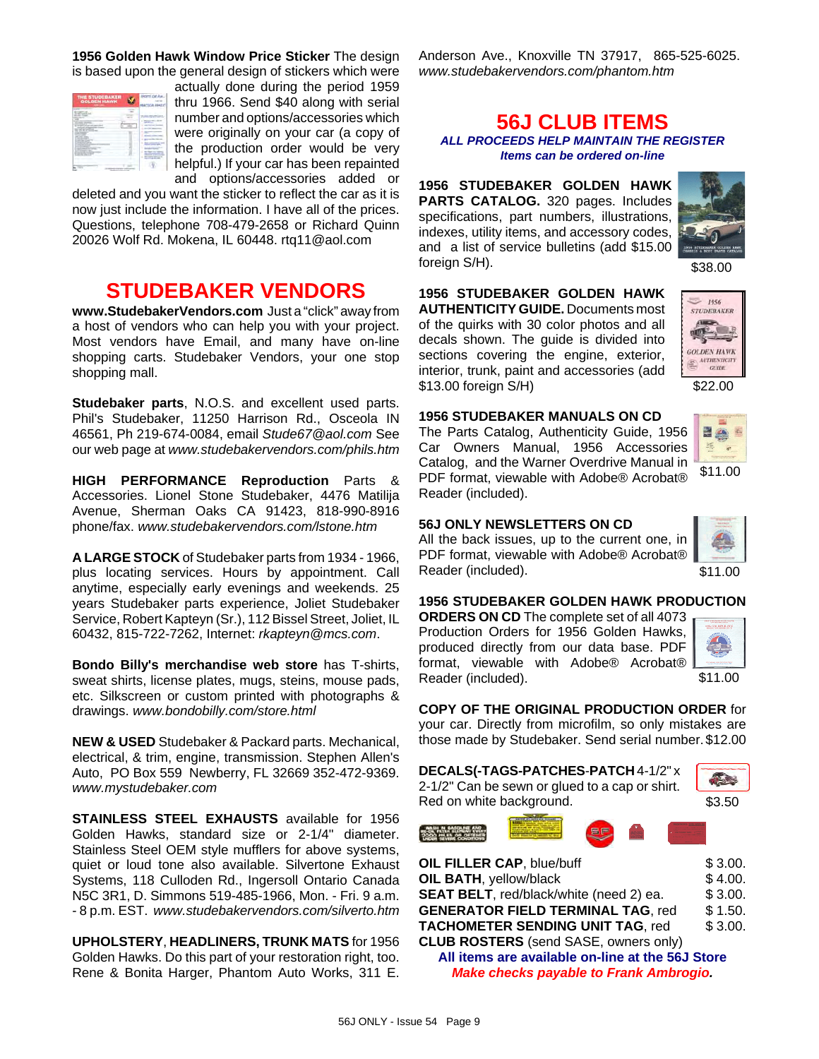**1956 Golden Hawk Window Price Sticker** The design is based upon the general design of stickers which were actually done during the period 1959 thru 1966. Send $40 along with serial number and options/accessories which were originally on your car (a copy of the production order would be very helpful.) If your car has been repainted and options/accessories added or deleted and you want the sticker to reflect the car as it is now just include the information. I have all of the prices. Questions, telephone 708-479-2658 or Richard Quinn 20026 Wolf Rd. Mokena, IL 60448. rtq11@aol.com

# STUDEBAKER VENDORS

**www.StudebakerVendors.com** Just a "click" away from a host of vendors who can help you with your project. Most vendors have Email, and many have on-line shopping carts. Studebaker Vendors, your one stop shopping mall.

**Studebaker parts**, N.O.S. and excellent used parts. Phil's Studebaker, 11250 Harrison Rd., Osceola IN 46561, Ph 219-674-0084, email *Stude67@aol.com* See our web page at *www.studebakervendors.com/phils.htm*

**HIGH PERFORMANCE Reproduction** Parts & Accessories. Lionel Stone Studebaker, 4476 Matilija Avenue, Sherman Oaks CA 91423, 818-990-8916 phone/fax. *www.studebakervendors.com/lstone.htm*

**A LARGE STOCK** of Studebaker parts from 1934 - 1966, plus locating services. Hours by appointment. Call anytime, especially early evenings and weekends. 25 years Studebaker parts experience, Joliet Studebaker Service, Robert Kapteyn (Sr.), 112 Bissel Street, Joliet, IL 60432, 815-722-7262, Internet: *rkapteyn@mcs.com*.

**Bondo Billy's merchandise web store** has T-shirts, sweat shirts, license plates, mugs, steins, mouse pads, etc. Silkscreen or custom printed with photographs & drawings. *www.bondobilly.com/store.html*

**NEW & USED** Studebaker & Packard parts. Mechanical, electrical, & trim, engine, transmission. Stephen Allen's Auto, PO Box 559 Newberry, FL 32669 352-472-9369. *www.mystudebaker.com*

**STAINLESS STEEL EXHAUSTS** available for 1956 Golden Hawks, standard size or 2-1/4" diameter. Stainless Steel OEM style mufflers for above systems, quiet or loud tone also available. Silvertone Exhaust Systems, 118 Culloden Rd., Ingersoll Ontario Canada N5C 3R1, D. Simmons 519-485-1966, Mon. - Fri. 9 a.m. - 8 p.m. EST. *www.studebakervendors.com/silverto.htm*

**UPHOLSTERY**, **HEADLINERS, TRUNK MATS** for 1956 Golden Hawks. Do this part of your restoration right, too. Rene & Bonita Harger, Phantom Auto Works, 311 E. Anderson Ave., Knoxville TN 37917, 865-525-6025. *www.studebakervendors.com/phantom.htm*

# 56J CLUB ITEMS

***ALL PROCEEDS HELP MAINTAIN THE REGISTER***
***Items can be ordered on-line***

**1956 STUDEBAKER GOLDEN HAWK PARTS CATALOG.** 320 pages. Includes specifications, part numbers, illustrations, indexes, utility items, and accessory codes, and a list of service bulletins (add $15.00 foreign S/H). $38.00

**1956 STUDEBAKER GOLDEN HAWK AUTHENTICITY GUIDE.** Documents most of the quirks with 30 color photos and all decals shown. The guide is divided into sections covering the engine, exterior, interior, trunk, paint and accessories (add $13.00 foreign S/H) $22.00

**1956 STUDEBAKER MANUALS ON CD**
The Parts Catalog, Authenticity Guide, 1956 Car Owners Manual, 1956 Accessories Catalog, and the Warner Overdrive Manual in PDF format, viewable with Adobe® Acrobat® Reader (included). $11.00

**56J ONLY NEWSLETTERS ON CD**
All the back issues, up to the current one, in PDF format, viewable with Adobe® Acrobat® Reader (included). $11.00

**1956 STUDEBAKER GOLDEN HAWK PRODUCTION ORDERS ON CD** The complete set of all 4073 Production Orders for 1956 Golden Hawks, produced directly from our data base. PDF format, viewable with Adobe® Acrobat® Reader (included). $11.00

**COPY OF THE ORIGINAL PRODUCTION ORDER** for your car. Directly from microfilm, so only mistakes are those made by Studebaker. Send serial number. $12.00

**DECALS(-TAGS-PATCHES-PATCH** 4-1/2" x 2-1/2" Can be sewn or glued to a cap or shirt. Red on white background. $3.50

| | |
|---|---|
| **OIL FILLER CAP**, blue/buff | $ 3.00. |
| **OIL BATH**, yellow/black | $ 4.00. |
| **SEAT BELT**, red/black/white (need 2) ea. | $ 3.00. |
| **GENERATOR FIELD TERMINAL TAG**, red | $ 1.50. |
| **TACHOMETER SENDING UNIT TAG**, red | $ 3.00. |
| **CLUB ROSTERS** (send SASE, owners only) | |

**All items are available on-line at the 56J Store**
***Make checks payable to Frank Ambrogio.***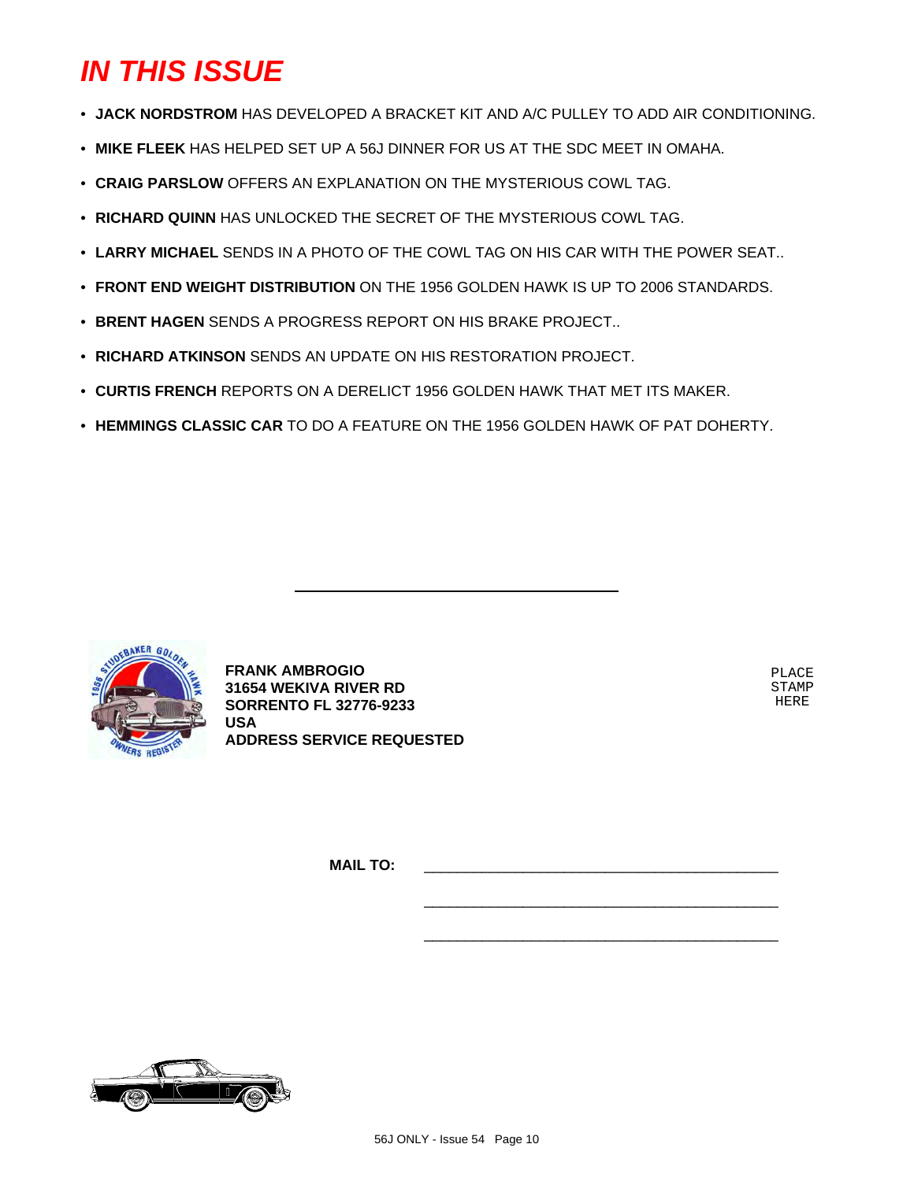# *IN THIS ISSUE*

- **JACK NORDSTROM** HAS DEVELOPED A BRACKET KIT AND A/C PULLEY TO ADD AIR CONDITIONING.
- **MIKE FLEEK** HAS HELPED SET UP A 56J DINNER FOR US AT THE SDC MEET IN OMAHA.
- **CRAIG PARSLOW** OFFERS AN EXPLANATION ON THE MYSTERIOUS COWL TAG.
- **RICHARD QUINN** HAS UNLOCKED THE SECRET OF THE MYSTERIOUS COWL TAG.
- **LARRY MICHAEL** SENDS IN A PHOTO OF THE COWL TAG ON HIS CAR WITH THE POWER SEAT..
- **FRONT END WEIGHT DISTRIBUTION** ON THE 1956 GOLDEN HAWK IS UP TO 2006 STANDARDS.
- **BRENT HAGEN** SENDS A PROGRESS REPORT ON HIS BRAKE PROJECT..
- **RICHARD ATKINSON** SENDS AN UPDATE ON HIS RESTORATION PROJECT.
- **CURTIS FRENCH** REPORTS ON A DERELICT 1956 GOLDEN HAWK THAT MET ITS MAKER.
- **HEMMINGS CLASSIC CAR** TO DO A FEATURE ON THE 1956 GOLDEN HAWK OF PAT DOHERTY.

---

1956 STUDEBAKER GOLDEN HAWK OWNERS REGISTER

**FRANK AMBROGIO**
**31654 WEKIVA RIVER RD**
**SORRENTO FL 32776-9233**
**USA**
**ADDRESS SERVICE REQUESTED**

PLACE
STAMP
HERE

**MAIL TO:** ____________________________________________

____________________________________________

____________________________________________